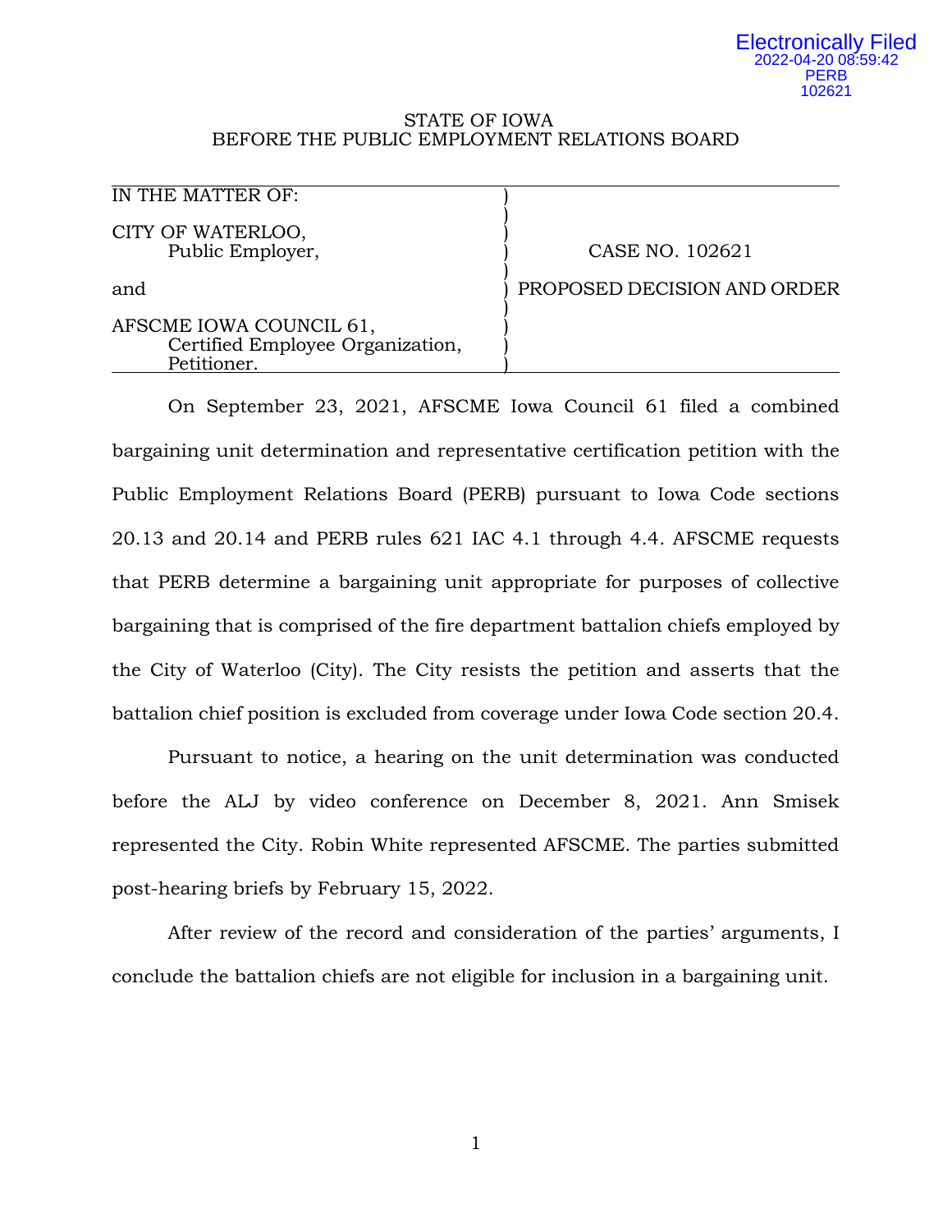Electronically Filed
2022-04-20 08:59:42
PERB
102621

STATE OF IOWA
BEFORE THE PUBLIC EMPLOYMENT RELATIONS BOARD

| IN THE MATTER OF: | |
|---|---|
| CITY OF WATERLOO, Public Employer, | CASE NO. 102621 |
| and | PROPOSED DECISION AND ORDER |
| AFSCME IOWA COUNCIL 61, Certified Employee Organization, Petitioner. | |

On September 23, 2021, AFSCME Iowa Council 61 filed a combined bargaining unit determination and representative certification petition with the Public Employment Relations Board (PERB) pursuant to Iowa Code sections 20.13 and 20.14 and PERB rules 621 IAC 4.1 through 4.4. AFSCME requests that PERB determine a bargaining unit appropriate for purposes of collective bargaining that is comprised of the fire department battalion chiefs employed by the City of Waterloo (City). The City resists the petition and asserts that the battalion chief position is excluded from coverage under Iowa Code section 20.4.

Pursuant to notice, a hearing on the unit determination was conducted before the ALJ by video conference on December 8, 2021. Ann Smisek represented the City. Robin White represented AFSCME. The parties submitted post-hearing briefs by February 15, 2022.

After review of the record and consideration of the parties' arguments, I conclude the battalion chiefs are not eligible for inclusion in a bargaining unit.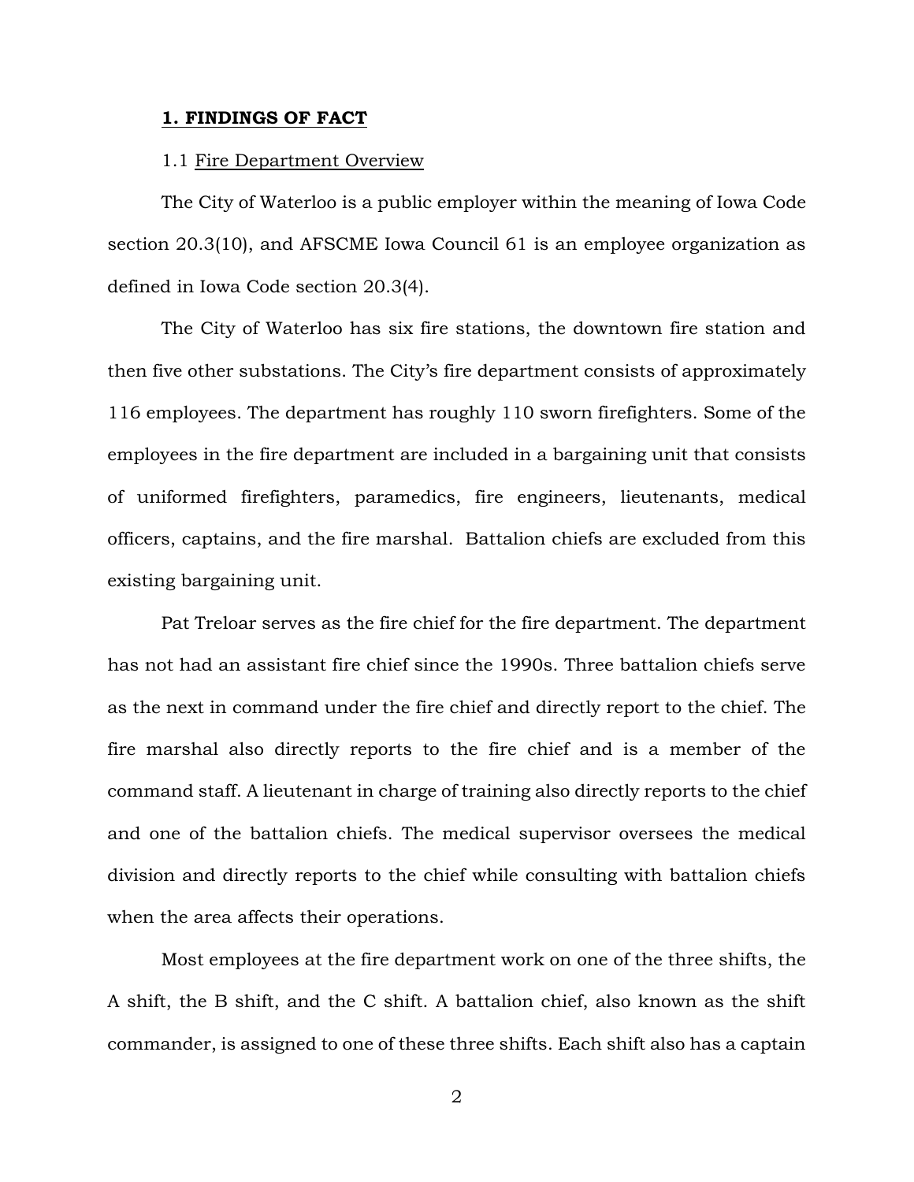## 1. FINDINGS OF FACT

### 1.1 Fire Department Overview

The City of Waterloo is a public employer within the meaning of Iowa Code section 20.3(10), and AFSCME Iowa Council 61 is an employee organization as defined in Iowa Code section 20.3(4).

The City of Waterloo has six fire stations, the downtown fire station and then five other substations. The City's fire department consists of approximately 116 employees. The department has roughly 110 sworn firefighters. Some of the employees in the fire department are included in a bargaining unit that consists of uniformed firefighters, paramedics, fire engineers, lieutenants, medical officers, captains, and the fire marshal. Battalion chiefs are excluded from this existing bargaining unit.

Pat Treloar serves as the fire chief for the fire department. The department has not had an assistant fire chief since the 1990s. Three battalion chiefs serve as the next in command under the fire chief and directly report to the chief. The fire marshal also directly reports to the fire chief and is a member of the command staff. A lieutenant in charge of training also directly reports to the chief and one of the battalion chiefs. The medical supervisor oversees the medical division and directly reports to the chief while consulting with battalion chiefs when the area affects their operations.

Most employees at the fire department work on one of the three shifts, the A shift, the B shift, and the C shift. A battalion chief, also known as the shift commander, is assigned to one of these three shifts. Each shift also has a captain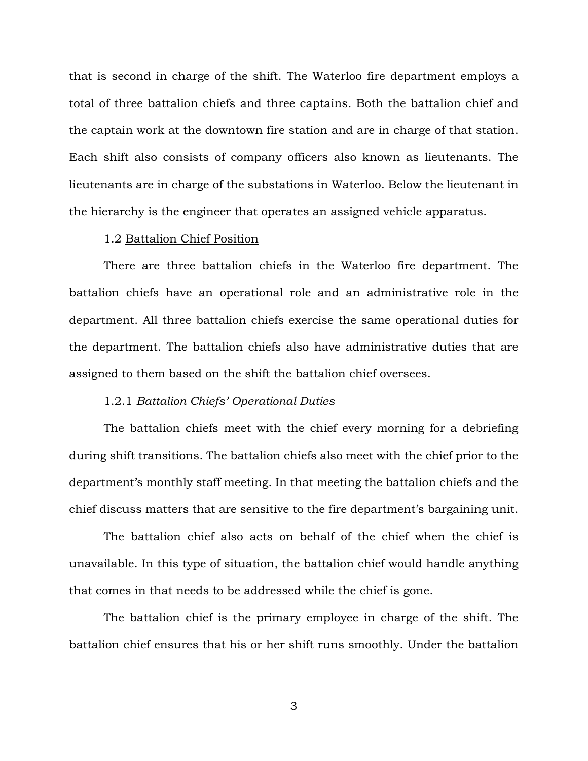that is second in charge of the shift. The Waterloo fire department employs a total of three battalion chiefs and three captains. Both the battalion chief and the captain work at the downtown fire station and are in charge of that station. Each shift also consists of company officers also known as lieutenants. The lieutenants are in charge of the substations in Waterloo. Below the lieutenant in the hierarchy is the engineer that operates an assigned vehicle apparatus.

## 1.2 Battalion Chief Position

There are three battalion chiefs in the Waterloo fire department. The battalion chiefs have an operational role and an administrative role in the department. All three battalion chiefs exercise the same operational duties for the department. The battalion chiefs also have administrative duties that are assigned to them based on the shift the battalion chief oversees.

### 1.2.1 *Battalion Chiefs' Operational Duties*

The battalion chiefs meet with the chief every morning for a debriefing during shift transitions. The battalion chiefs also meet with the chief prior to the department's monthly staff meeting. In that meeting the battalion chiefs and the chief discuss matters that are sensitive to the fire department's bargaining unit.

The battalion chief also acts on behalf of the chief when the chief is unavailable. In this type of situation, the battalion chief would handle anything that comes in that needs to be addressed while the chief is gone.

The battalion chief is the primary employee in charge of the shift. The battalion chief ensures that his or her shift runs smoothly. Under the battalion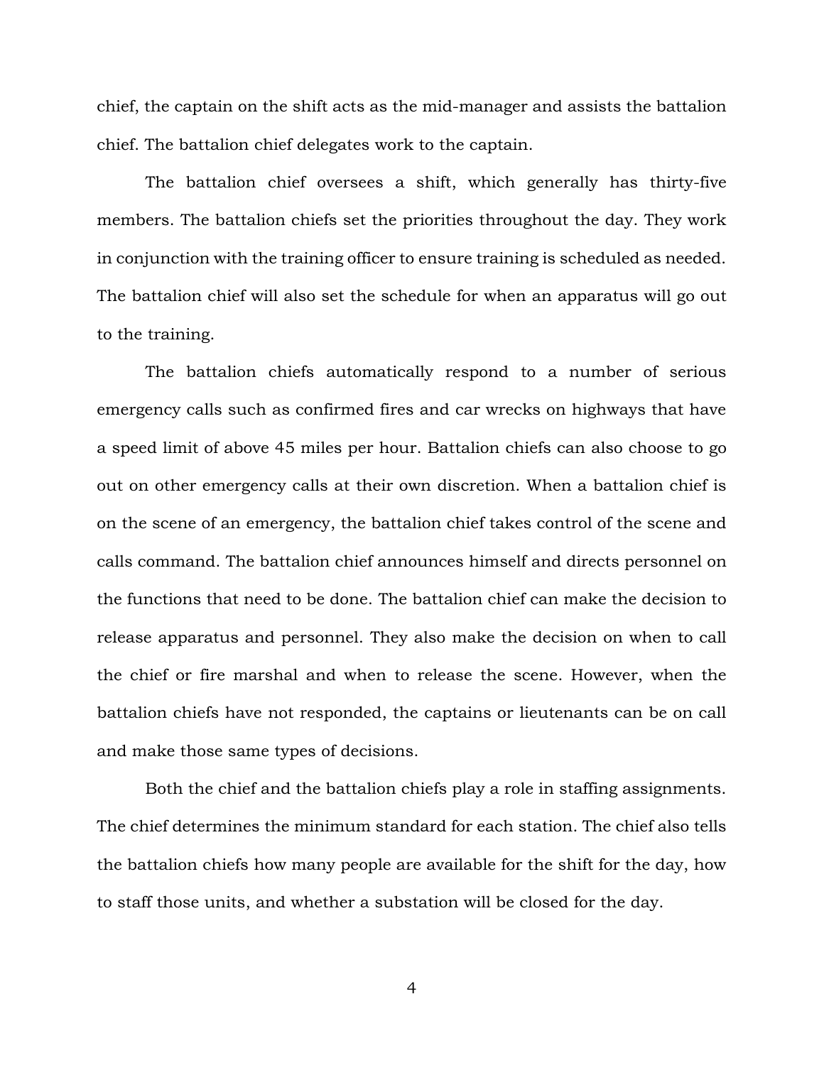chief, the captain on the shift acts as the mid-manager and assists the battalion chief. The battalion chief delegates work to the captain.

The battalion chief oversees a shift, which generally has thirty-five members. The battalion chiefs set the priorities throughout the day. They work in conjunction with the training officer to ensure training is scheduled as needed. The battalion chief will also set the schedule for when an apparatus will go out to the training.

The battalion chiefs automatically respond to a number of serious emergency calls such as confirmed fires and car wrecks on highways that have a speed limit of above 45 miles per hour. Battalion chiefs can also choose to go out on other emergency calls at their own discretion. When a battalion chief is on the scene of an emergency, the battalion chief takes control of the scene and calls command. The battalion chief announces himself and directs personnel on the functions that need to be done. The battalion chief can make the decision to release apparatus and personnel. They also make the decision on when to call the chief or fire marshal and when to release the scene. However, when the battalion chiefs have not responded, the captains or lieutenants can be on call and make those same types of decisions.

Both the chief and the battalion chiefs play a role in staffing assignments. The chief determines the minimum standard for each station. The chief also tells the battalion chiefs how many people are available for the shift for the day, how to staff those units, and whether a substation will be closed for the day.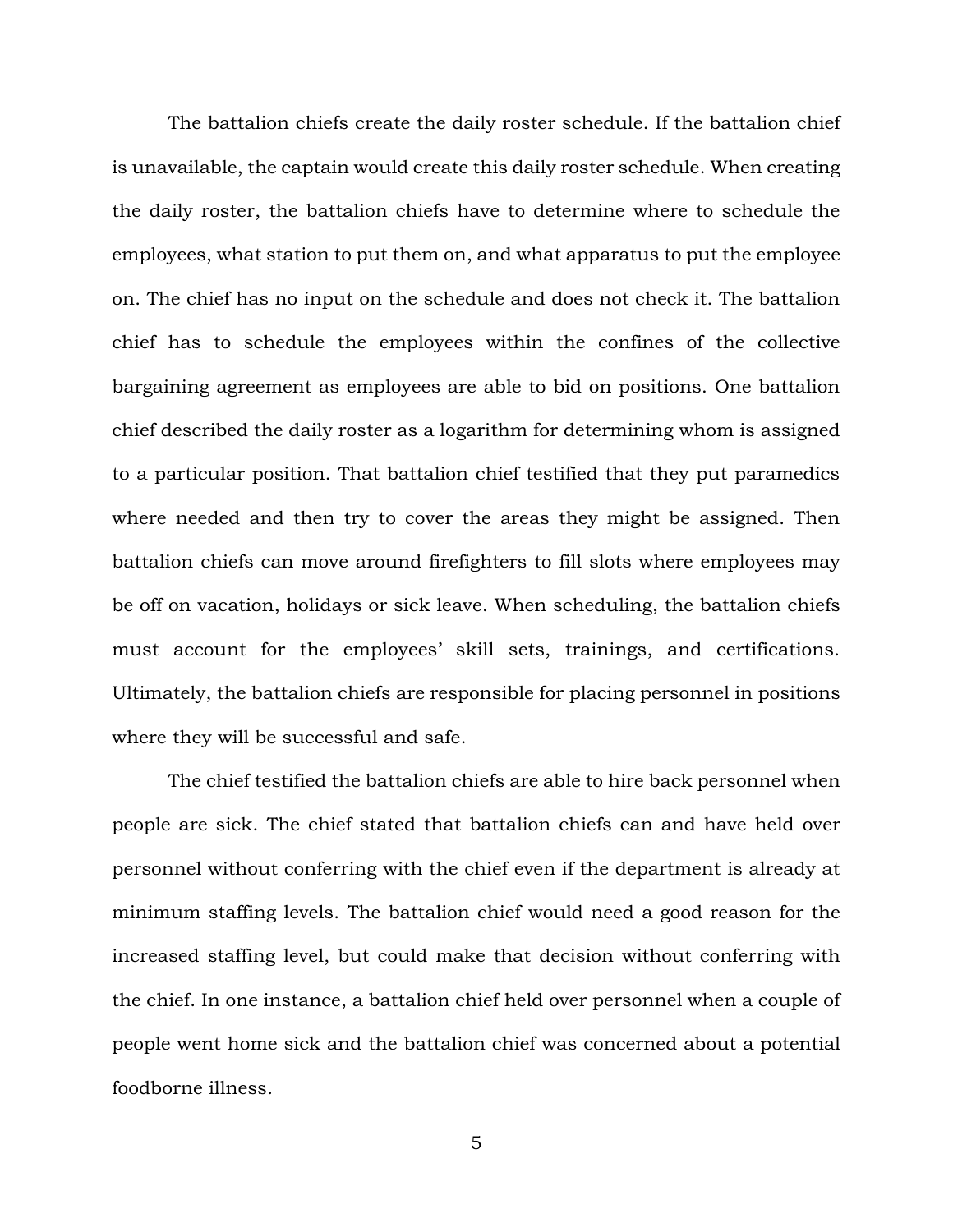The battalion chiefs create the daily roster schedule. If the battalion chief is unavailable, the captain would create this daily roster schedule. When creating the daily roster, the battalion chiefs have to determine where to schedule the employees, what station to put them on, and what apparatus to put the employee on. The chief has no input on the schedule and does not check it. The battalion chief has to schedule the employees within the confines of the collective bargaining agreement as employees are able to bid on positions. One battalion chief described the daily roster as a logarithm for determining whom is assigned to a particular position. That battalion chief testified that they put paramedics where needed and then try to cover the areas they might be assigned. Then battalion chiefs can move around firefighters to fill slots where employees may be off on vacation, holidays or sick leave. When scheduling, the battalion chiefs must account for the employees' skill sets, trainings, and certifications. Ultimately, the battalion chiefs are responsible for placing personnel in positions where they will be successful and safe.

The chief testified the battalion chiefs are able to hire back personnel when people are sick. The chief stated that battalion chiefs can and have held over personnel without conferring with the chief even if the department is already at minimum staffing levels. The battalion chief would need a good reason for the increased staffing level, but could make that decision without conferring with the chief. In one instance, a battalion chief held over personnel when a couple of people went home sick and the battalion chief was concerned about a potential foodborne illness.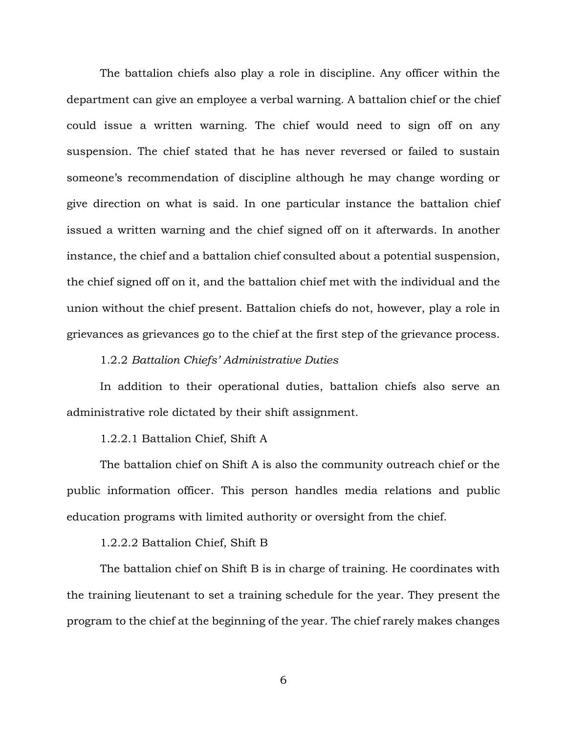The battalion chiefs also play a role in discipline. Any officer within the department can give an employee a verbal warning. A battalion chief or the chief could issue a written warning. The chief would need to sign off on any suspension. The chief stated that he has never reversed or failed to sustain someone's recommendation of discipline although he may change wording or give direction on what is said. In one particular instance the battalion chief issued a written warning and the chief signed off on it afterwards. In another instance, the chief and a battalion chief consulted about a potential suspension, the chief signed off on it, and the battalion chief met with the individual and the union without the chief present. Battalion chiefs do not, however, play a role in grievances as grievances go to the chief at the first step of the grievance process.

#### 1.2.2 *Battalion Chiefs' Administrative Duties*

In addition to their operational duties, battalion chiefs also serve an administrative role dictated by their shift assignment.

##### 1.2.2.1 Battalion Chief, Shift A

The battalion chief on Shift A is also the community outreach chief or the public information officer. This person handles media relations and public education programs with limited authority or oversight from the chief.

##### 1.2.2.2 Battalion Chief, Shift B

The battalion chief on Shift B is in charge of training. He coordinates with the training lieutenant to set a training schedule for the year. They present the program to the chief at the beginning of the year. The chief rarely makes changes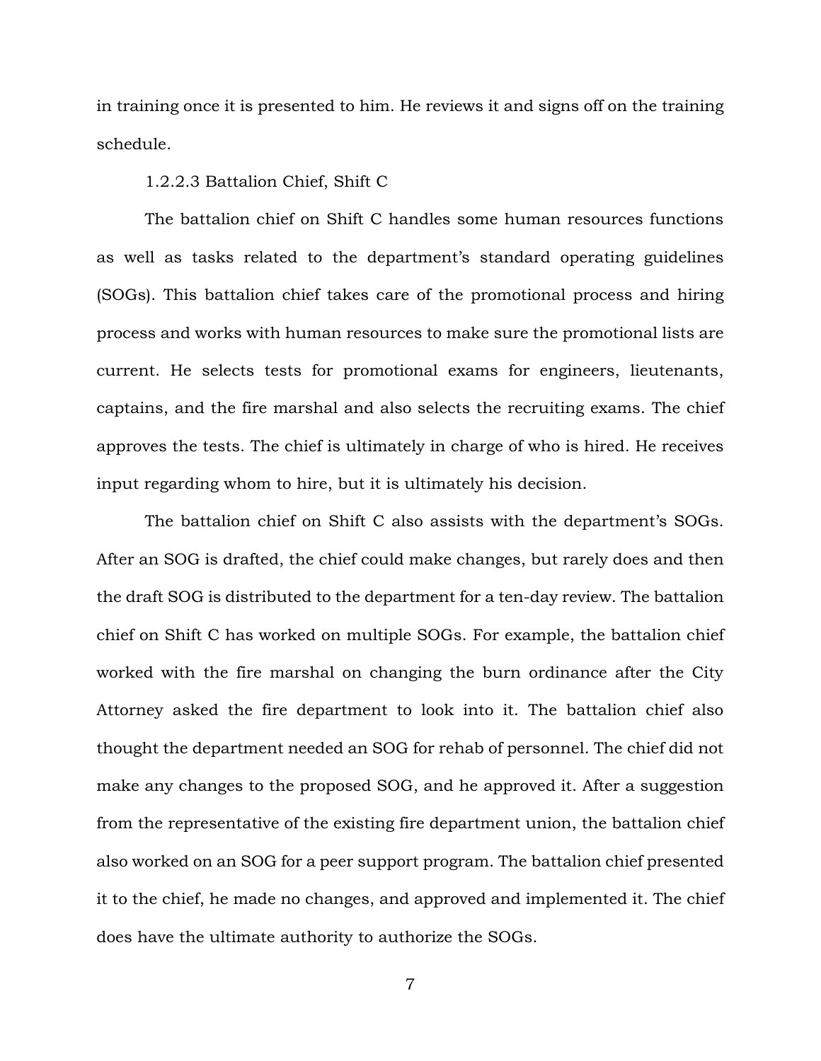in training once it is presented to him. He reviews it and signs off on the training schedule.

#### 1.2.2.3 Battalion Chief, Shift C

The battalion chief on Shift C handles some human resources functions as well as tasks related to the department's standard operating guidelines (SOGs). This battalion chief takes care of the promotional process and hiring process and works with human resources to make sure the promotional lists are current. He selects tests for promotional exams for engineers, lieutenants, captains, and the fire marshal and also selects the recruiting exams. The chief approves the tests. The chief is ultimately in charge of who is hired. He receives input regarding whom to hire, but it is ultimately his decision.

The battalion chief on Shift C also assists with the department's SOGs. After an SOG is drafted, the chief could make changes, but rarely does and then the draft SOG is distributed to the department for a ten-day review. The battalion chief on Shift C has worked on multiple SOGs. For example, the battalion chief worked with the fire marshal on changing the burn ordinance after the City Attorney asked the fire department to look into it. The battalion chief also thought the department needed an SOG for rehab of personnel. The chief did not make any changes to the proposed SOG, and he approved it. After a suggestion from the representative of the existing fire department union, the battalion chief also worked on an SOG for a peer support program. The battalion chief presented it to the chief, he made no changes, and approved and implemented it. The chief does have the ultimate authority to authorize the SOGs.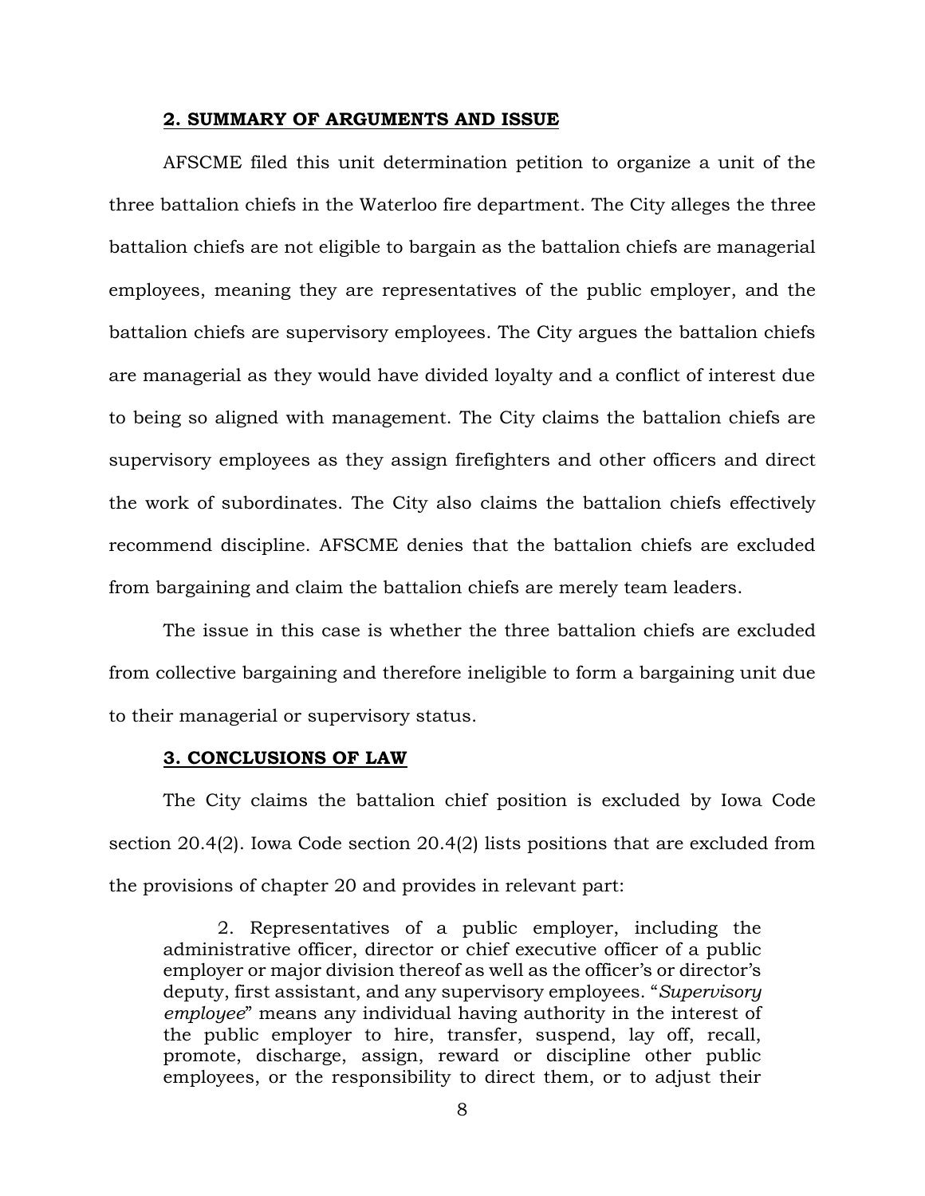## 2. SUMMARY OF ARGUMENTS AND ISSUE

AFSCME filed this unit determination petition to organize a unit of the three battalion chiefs in the Waterloo fire department. The City alleges the three battalion chiefs are not eligible to bargain as the battalion chiefs are managerial employees, meaning they are representatives of the public employer, and the battalion chiefs are supervisory employees. The City argues the battalion chiefs are managerial as they would have divided loyalty and a conflict of interest due to being so aligned with management. The City claims the battalion chiefs are supervisory employees as they assign firefighters and other officers and direct the work of subordinates. The City also claims the battalion chiefs effectively recommend discipline. AFSCME denies that the battalion chiefs are excluded from bargaining and claim the battalion chiefs are merely team leaders.

The issue in this case is whether the three battalion chiefs are excluded from collective bargaining and therefore ineligible to form a bargaining unit due to their managerial or supervisory status.

## 3. CONCLUSIONS OF LAW

The City claims the battalion chief position is excluded by Iowa Code section 20.4(2). Iowa Code section 20.4(2) lists positions that are excluded from the provisions of chapter 20 and provides in relevant part:

> 2. Representatives of a public employer, including the administrative officer, director or chief executive officer of a public employer or major division thereof as well as the officer's or director's deputy, first assistant, and any supervisory employees. "*Supervisory employee*" means any individual having authority in the interest of the public employer to hire, transfer, suspend, lay off, recall, promote, discharge, assign, reward or discipline other public employees, or the responsibility to direct them, or to adjust their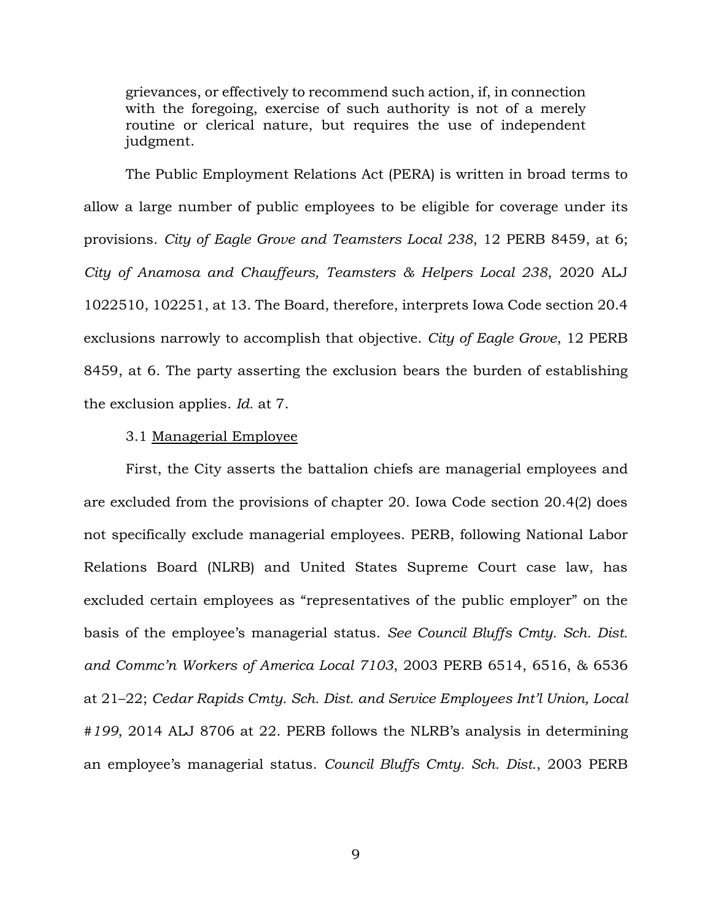> grievances, or effectively to recommend such action, if, in connection with the foregoing, exercise of such authority is not of a merely routine or clerical nature, but requires the use of independent judgment.

The Public Employment Relations Act (PERA) is written in broad terms to allow a large number of public employees to be eligible for coverage under its provisions. *City of Eagle Grove and Teamsters Local 238*, 12 PERB 8459, at 6; *City of Anamosa and Chauffeurs, Teamsters & Helpers Local 238*, 2020 ALJ 1022510, 102251, at 13. The Board, therefore, interprets Iowa Code section 20.4 exclusions narrowly to accomplish that objective. *City of Eagle Grove*, 12 PERB 8459, at 6. The party asserting the exclusion bears the burden of establishing the exclusion applies. *Id.* at 7.

3.1 Managerial Employee

First, the City asserts the battalion chiefs are managerial employees and are excluded from the provisions of chapter 20. Iowa Code section 20.4(2) does not specifically exclude managerial employees. PERB, following National Labor Relations Board (NLRB) and United States Supreme Court case law, has excluded certain employees as "representatives of the public employer" on the basis of the employee's managerial status. *See Council Bluffs Cmty. Sch. Dist. and Commc'n Workers of America Local 7103*, 2003 PERB 6514, 6516, & 6536 at 21–22; *Cedar Rapids Cmty. Sch. Dist. and Service Employees Int'l Union, Local #199*, 2014 ALJ 8706 at 22. PERB follows the NLRB's analysis in determining an employee's managerial status. *Council Bluffs Cmty. Sch. Dist.*, 2003 PERB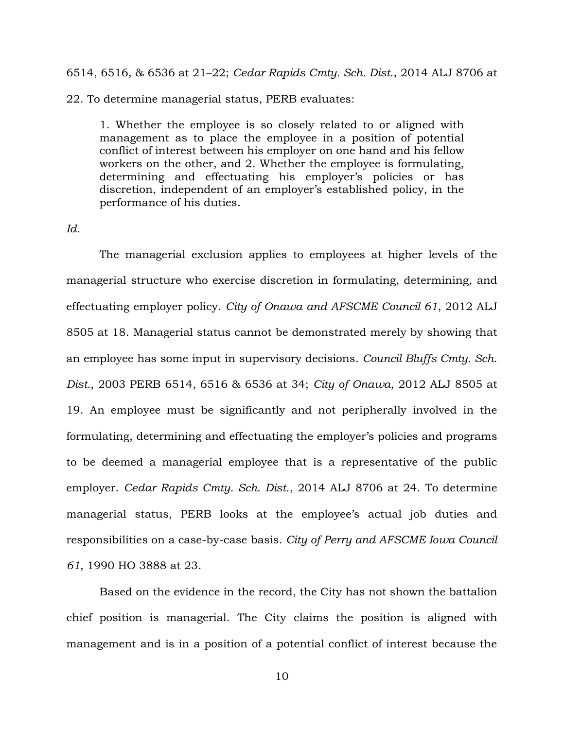6514, 6516, & 6536 at 21–22; *Cedar Rapids Cmty. Sch. Dist.*, 2014 ALJ 8706 at 22. To determine managerial status, PERB evaluates:

> 1. Whether the employee is so closely related to or aligned with management as to place the employee in a position of potential conflict of interest between his employer on one hand and his fellow workers on the other, and 2. Whether the employee is formulating, determining and effectuating his employer's policies or has discretion, independent of an employer's established policy, in the performance of his duties.

*Id.*

The managerial exclusion applies to employees at higher levels of the managerial structure who exercise discretion in formulating, determining, and effectuating employer policy. *City of Onawa and AFSCME Council 61*, 2012 ALJ 8505 at 18. Managerial status cannot be demonstrated merely by showing that an employee has some input in supervisory decisions. *Council Bluffs Cmty. Sch. Dist.*, 2003 PERB 6514, 6516 & 6536 at 34; *City of Onawa,* 2012 ALJ 8505 at 19. An employee must be significantly and not peripherally involved in the formulating, determining and effectuating the employer's policies and programs to be deemed a managerial employee that is a representative of the public employer. *Cedar Rapids Cmty. Sch. Dist.*, 2014 ALJ 8706 at 24. To determine managerial status, PERB looks at the employee's actual job duties and responsibilities on a case-by-case basis. *City of Perry and AFSCME Iowa Council 61*, 1990 HO 3888 at 23.

Based on the evidence in the record, the City has not shown the battalion chief position is managerial. The City claims the position is aligned with management and is in a position of a potential conflict of interest because the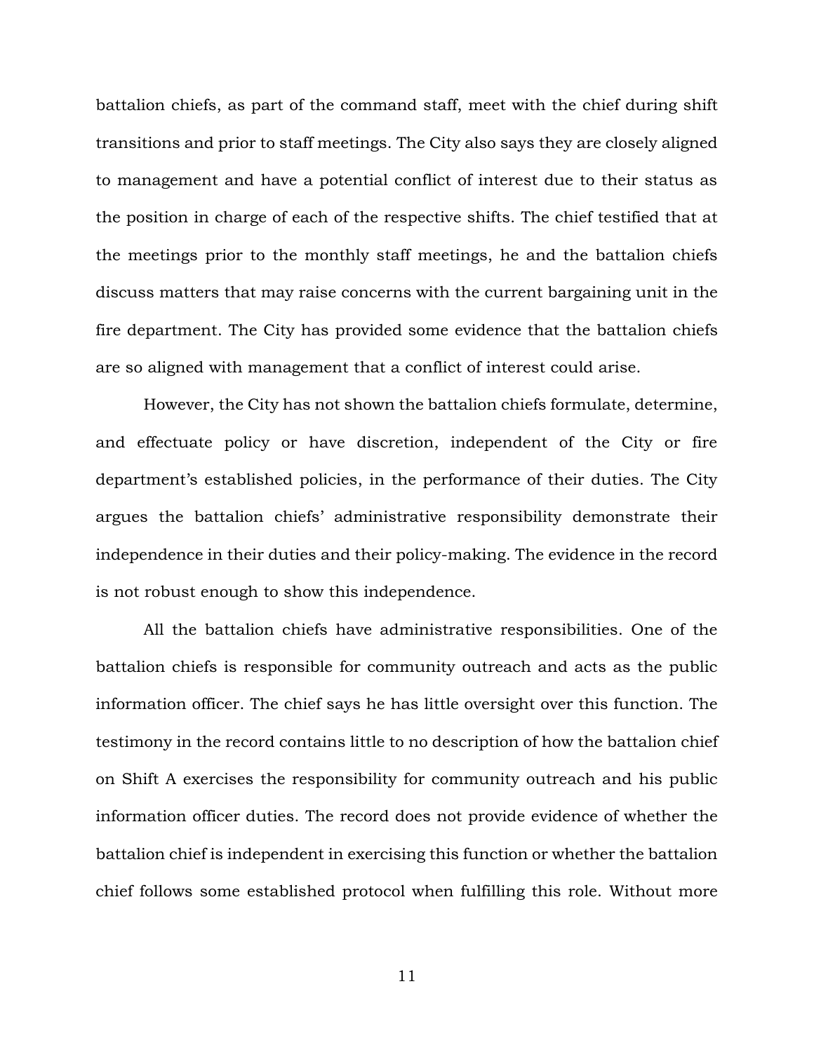battalion chiefs, as part of the command staff, meet with the chief during shift transitions and prior to staff meetings. The City also says they are closely aligned to management and have a potential conflict of interest due to their status as the position in charge of each of the respective shifts. The chief testified that at the meetings prior to the monthly staff meetings, he and the battalion chiefs discuss matters that may raise concerns with the current bargaining unit in the fire department. The City has provided some evidence that the battalion chiefs are so aligned with management that a conflict of interest could arise.

However, the City has not shown the battalion chiefs formulate, determine, and effectuate policy or have discretion, independent of the City or fire department's established policies, in the performance of their duties. The City argues the battalion chiefs' administrative responsibility demonstrate their independence in their duties and their policy-making. The evidence in the record is not robust enough to show this independence.

All the battalion chiefs have administrative responsibilities. One of the battalion chiefs is responsible for community outreach and acts as the public information officer. The chief says he has little oversight over this function. The testimony in the record contains little to no description of how the battalion chief on Shift A exercises the responsibility for community outreach and his public information officer duties. The record does not provide evidence of whether the battalion chief is independent in exercising this function or whether the battalion chief follows some established protocol when fulfilling this role. Without more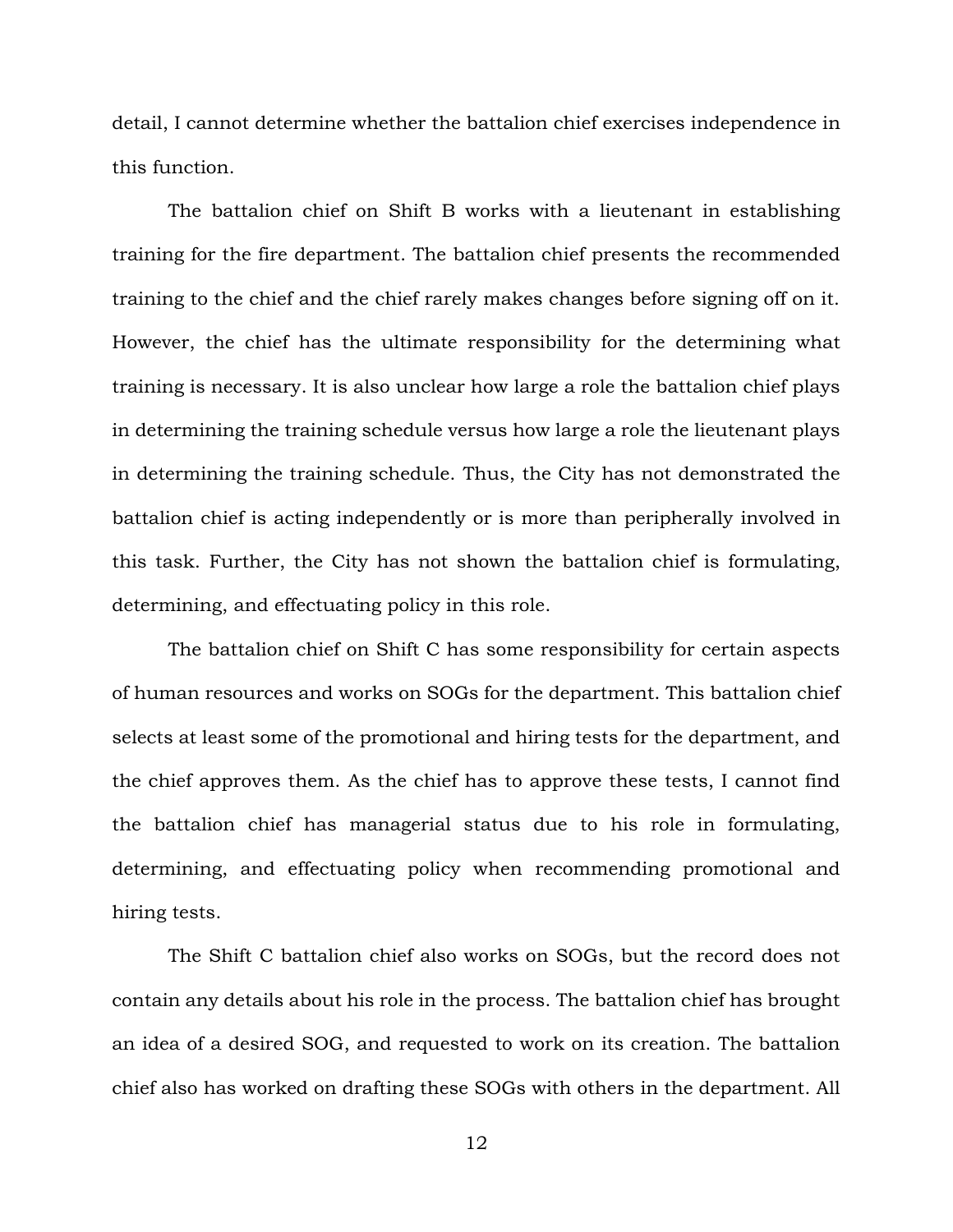detail, I cannot determine whether the battalion chief exercises independence in this function.

The battalion chief on Shift B works with a lieutenant in establishing training for the fire department. The battalion chief presents the recommended training to the chief and the chief rarely makes changes before signing off on it. However, the chief has the ultimate responsibility for the determining what training is necessary. It is also unclear how large a role the battalion chief plays in determining the training schedule versus how large a role the lieutenant plays in determining the training schedule. Thus, the City has not demonstrated the battalion chief is acting independently or is more than peripherally involved in this task. Further, the City has not shown the battalion chief is formulating, determining, and effectuating policy in this role.

The battalion chief on Shift C has some responsibility for certain aspects of human resources and works on SOGs for the department. This battalion chief selects at least some of the promotional and hiring tests for the department, and the chief approves them. As the chief has to approve these tests, I cannot find the battalion chief has managerial status due to his role in formulating, determining, and effectuating policy when recommending promotional and hiring tests.

The Shift C battalion chief also works on SOGs, but the record does not contain any details about his role in the process. The battalion chief has brought an idea of a desired SOG, and requested to work on its creation. The battalion chief also has worked on drafting these SOGs with others in the department. All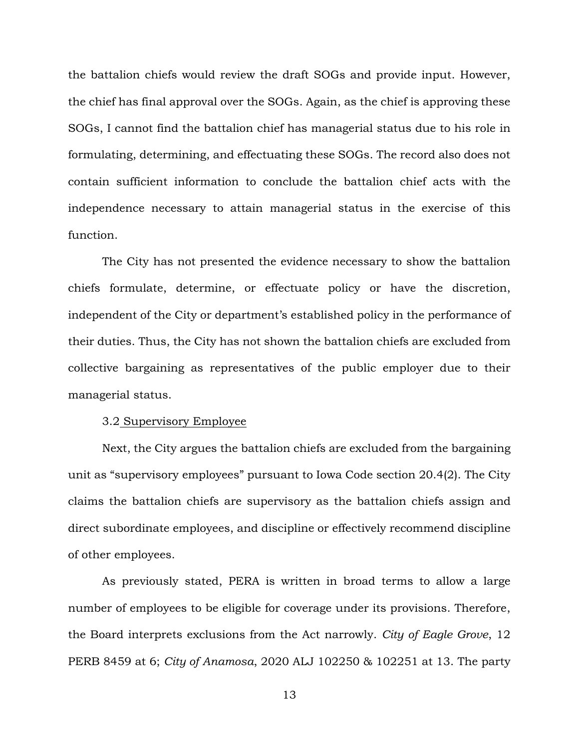the battalion chiefs would review the draft SOGs and provide input. However, the chief has final approval over the SOGs. Again, as the chief is approving these SOGs, I cannot find the battalion chief has managerial status due to his role in formulating, determining, and effectuating these SOGs. The record also does not contain sufficient information to conclude the battalion chief acts with the independence necessary to attain managerial status in the exercise of this function.

The City has not presented the evidence necessary to show the battalion chiefs formulate, determine, or effectuate policy or have the discretion, independent of the City or department's established policy in the performance of their duties. Thus, the City has not shown the battalion chiefs are excluded from collective bargaining as representatives of the public employer due to their managerial status.

3.2 Supervisory Employee

Next, the City argues the battalion chiefs are excluded from the bargaining unit as "supervisory employees" pursuant to Iowa Code section 20.4(2). The City claims the battalion chiefs are supervisory as the battalion chiefs assign and direct subordinate employees, and discipline or effectively recommend discipline of other employees.

As previously stated, PERA is written in broad terms to allow a large number of employees to be eligible for coverage under its provisions. Therefore, the Board interprets exclusions from the Act narrowly. *City of Eagle Grove*, 12 PERB 8459 at 6; *City of Anamosa*, 2020 ALJ 102250 & 102251 at 13. The party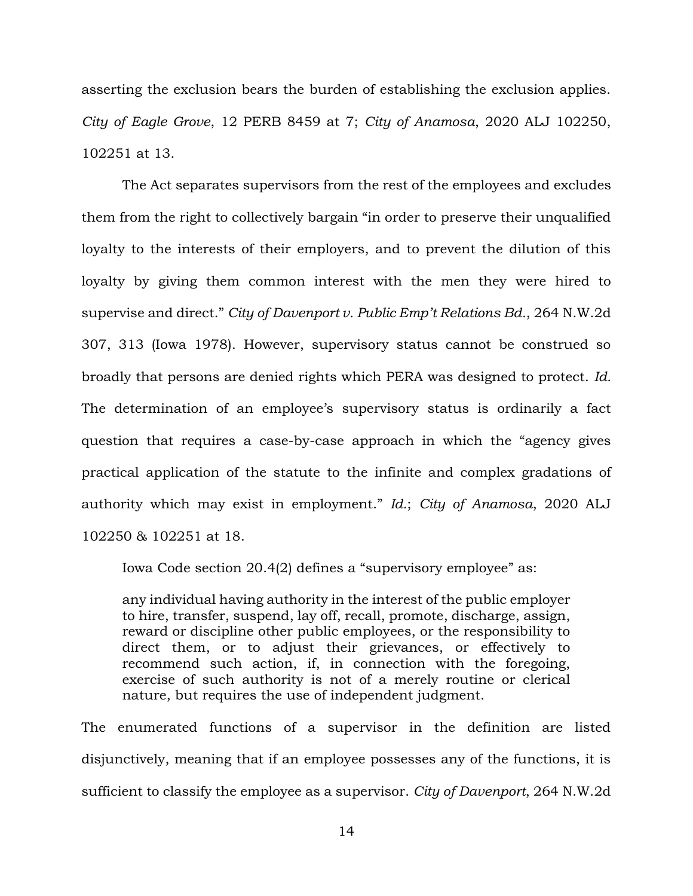asserting the exclusion bears the burden of establishing the exclusion applies. *City of Eagle Grove*, 12 PERB 8459 at 7; *City of Anamosa*, 2020 ALJ 102250, 102251 at 13.

The Act separates supervisors from the rest of the employees and excludes them from the right to collectively bargain "in order to preserve their unqualified loyalty to the interests of their employers, and to prevent the dilution of this loyalty by giving them common interest with the men they were hired to supervise and direct." *City of Davenport v. Public Emp't Relations Bd.*, 264 N.W.2d 307, 313 (Iowa 1978). However, supervisory status cannot be construed so broadly that persons are denied rights which PERA was designed to protect. *Id.* The determination of an employee's supervisory status is ordinarily a fact question that requires a case-by-case approach in which the "agency gives practical application of the statute to the infinite and complex gradations of authority which may exist in employment." *Id.*; *City of Anamosa*, 2020 ALJ 102250 & 102251 at 18.

Iowa Code section 20.4(2) defines a "supervisory employee" as:

> any individual having authority in the interest of the public employer to hire, transfer, suspend, lay off, recall, promote, discharge, assign, reward or discipline other public employees, or the responsibility to direct them, or to adjust their grievances, or effectively to recommend such action, if, in connection with the foregoing, exercise of such authority is not of a merely routine or clerical nature, but requires the use of independent judgment.

The enumerated functions of a supervisor in the definition are listed disjunctively, meaning that if an employee possesses any of the functions, it is sufficient to classify the employee as a supervisor. *City of Davenport*, 264 N.W.2d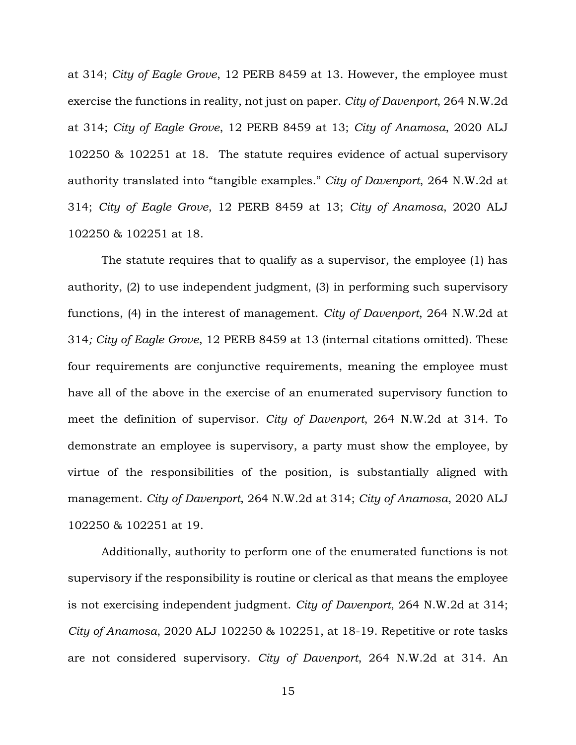at 314; *City of Eagle Grove*, 12 PERB 8459 at 13. However, the employee must exercise the functions in reality, not just on paper. *City of Davenport*, 264 N.W.2d at 314; *City of Eagle Grove*, 12 PERB 8459 at 13; *City of Anamosa*, 2020 ALJ 102250 & 102251 at 18. The statute requires evidence of actual supervisory authority translated into "tangible examples." *City of Davenport*, 264 N.W.2d at 314; *City of Eagle Grove*, 12 PERB 8459 at 13; *City of Anamosa*, 2020 ALJ 102250 & 102251 at 18.

The statute requires that to qualify as a supervisor, the employee (1) has authority, (2) to use independent judgment, (3) in performing such supervisory functions, (4) in the interest of management. *City of Davenport*, 264 N.W.2d at 314*; City of Eagle Grove*, 12 PERB 8459 at 13 (internal citations omitted). These four requirements are conjunctive requirements, meaning the employee must have all of the above in the exercise of an enumerated supervisory function to meet the definition of supervisor. *City of Davenport*, 264 N.W.2d at 314. To demonstrate an employee is supervisory, a party must show the employee, by virtue of the responsibilities of the position, is substantially aligned with management. *City of Davenport*, 264 N.W.2d at 314; *City of Anamosa*, 2020 ALJ 102250 & 102251 at 19.

Additionally, authority to perform one of the enumerated functions is not supervisory if the responsibility is routine or clerical as that means the employee is not exercising independent judgment. *City of Davenport*, 264 N.W.2d at 314; *City of Anamosa*, 2020 ALJ 102250 & 102251, at 18-19. Repetitive or rote tasks are not considered supervisory. *City of Davenport*, 264 N.W.2d at 314. An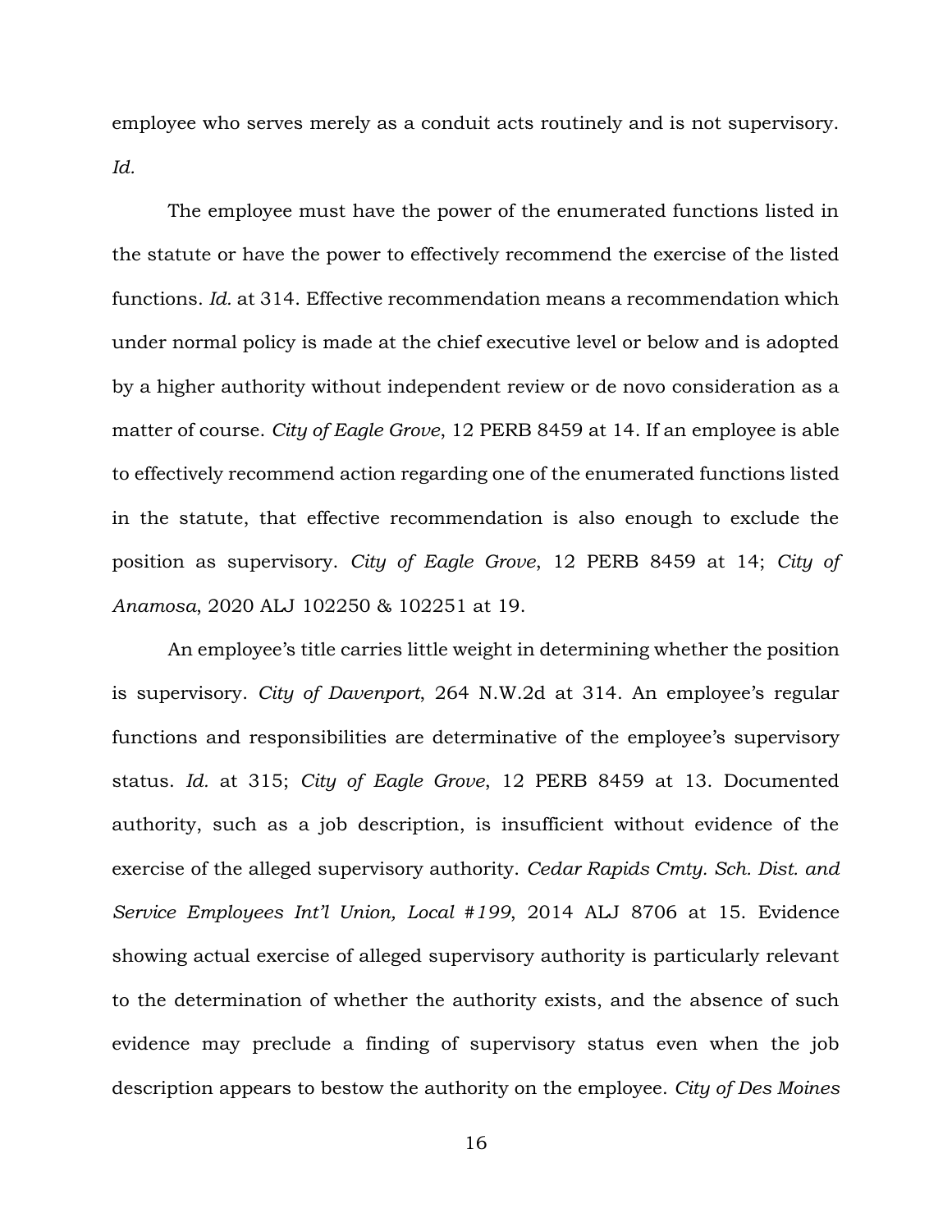employee who serves merely as a conduit acts routinely and is not supervisory. *Id.*

The employee must have the power of the enumerated functions listed in the statute or have the power to effectively recommend the exercise of the listed functions. *Id.* at 314. Effective recommendation means a recommendation which under normal policy is made at the chief executive level or below and is adopted by a higher authority without independent review or de novo consideration as a matter of course. *City of Eagle Grove*, 12 PERB 8459 at 14. If an employee is able to effectively recommend action regarding one of the enumerated functions listed in the statute, that effective recommendation is also enough to exclude the position as supervisory. *City of Eagle Grove*, 12 PERB 8459 at 14; *City of Anamosa*, 2020 ALJ 102250 & 102251 at 19.

An employee's title carries little weight in determining whether the position is supervisory. *City of Davenport*, 264 N.W.2d at 314. An employee's regular functions and responsibilities are determinative of the employee's supervisory status. *Id.* at 315; *City of Eagle Grove*, 12 PERB 8459 at 13. Documented authority, such as a job description, is insufficient without evidence of the exercise of the alleged supervisory authority. *Cedar Rapids Cmty. Sch. Dist. and Service Employees Int'l Union, Local #199*, 2014 ALJ 8706 at 15. Evidence showing actual exercise of alleged supervisory authority is particularly relevant to the determination of whether the authority exists, and the absence of such evidence may preclude a finding of supervisory status even when the job description appears to bestow the authority on the employee. *City of Des Moines*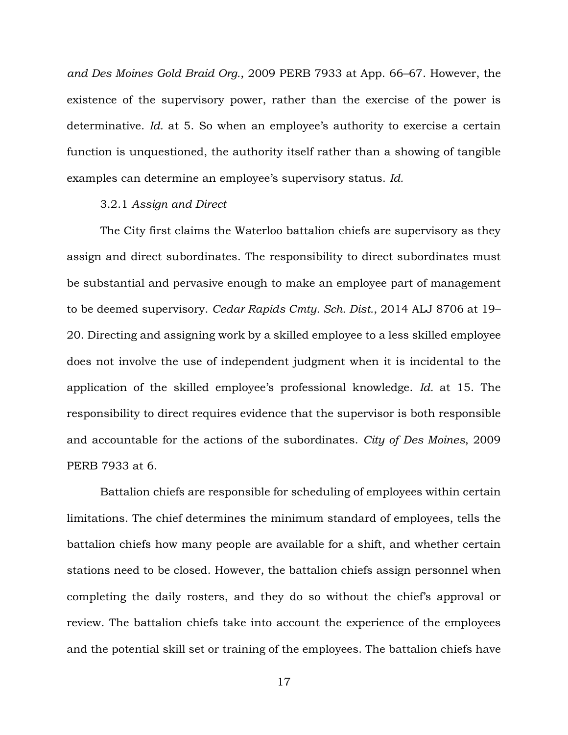*and Des Moines Gold Braid Org.*, 2009 PERB 7933 at App. 66–67. However, the existence of the supervisory power, rather than the exercise of the power is determinative. *Id.* at 5. So when an employee's authority to exercise a certain function is unquestioned, the authority itself rather than a showing of tangible examples can determine an employee's supervisory status. *Id.*

3.2.1 *Assign and Direct*

The City first claims the Waterloo battalion chiefs are supervisory as they assign and direct subordinates. The responsibility to direct subordinates must be substantial and pervasive enough to make an employee part of management to be deemed supervisory. *Cedar Rapids Cmty. Sch. Dist.*, 2014 ALJ 8706 at 19–20. Directing and assigning work by a skilled employee to a less skilled employee does not involve the use of independent judgment when it is incidental to the application of the skilled employee's professional knowledge. *Id.* at 15. The responsibility to direct requires evidence that the supervisor is both responsible and accountable for the actions of the subordinates. *City of Des Moines*, 2009 PERB 7933 at 6.

Battalion chiefs are responsible for scheduling of employees within certain limitations. The chief determines the minimum standard of employees, tells the battalion chiefs how many people are available for a shift, and whether certain stations need to be closed. However, the battalion chiefs assign personnel when completing the daily rosters, and they do so without the chief's approval or review. The battalion chiefs take into account the experience of the employees and the potential skill set or training of the employees. The battalion chiefs have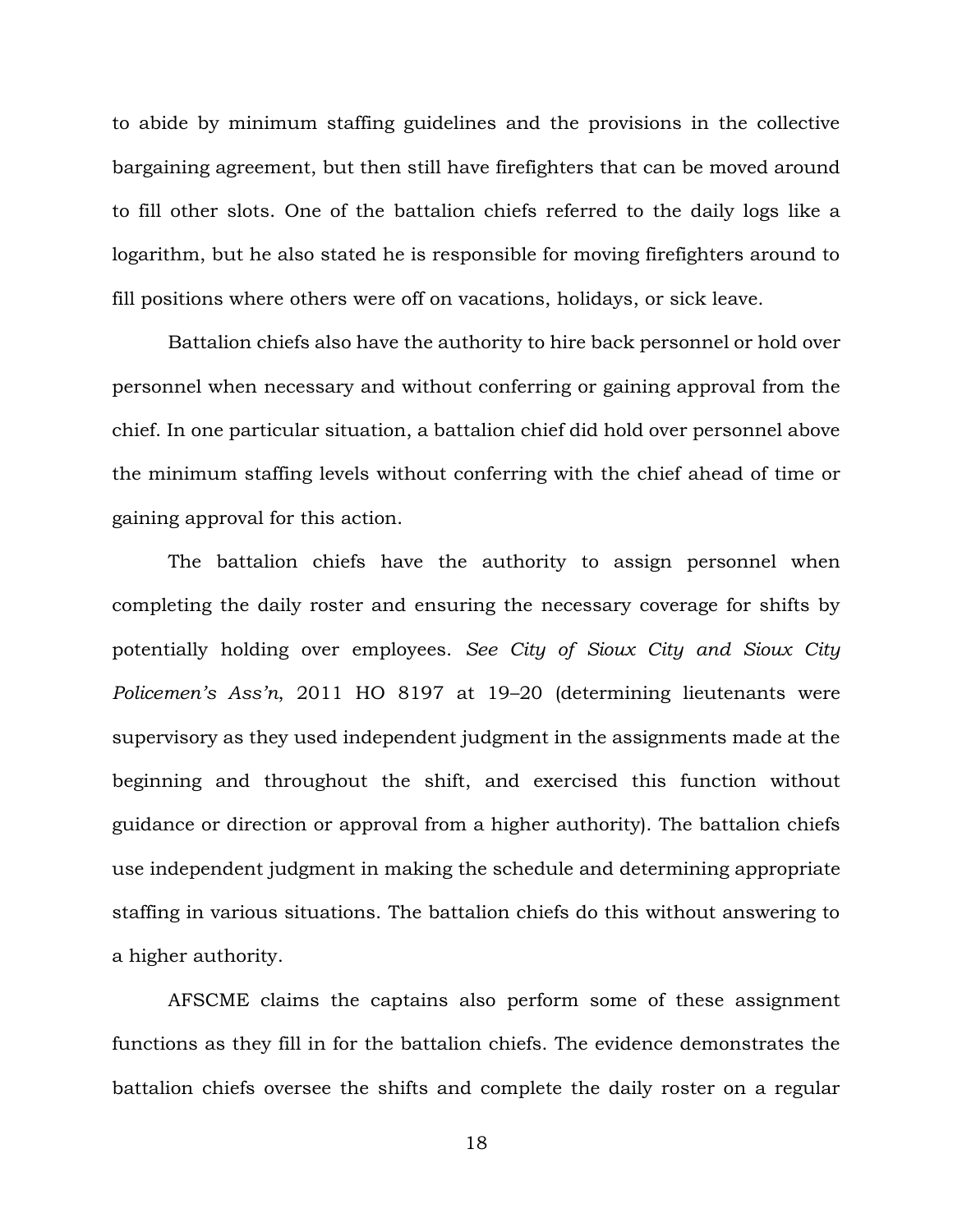to abide by minimum staffing guidelines and the provisions in the collective bargaining agreement, but then still have firefighters that can be moved around to fill other slots. One of the battalion chiefs referred to the daily logs like a logarithm, but he also stated he is responsible for moving firefighters around to fill positions where others were off on vacations, holidays, or sick leave.

Battalion chiefs also have the authority to hire back personnel or hold over personnel when necessary and without conferring or gaining approval from the chief. In one particular situation, a battalion chief did hold over personnel above the minimum staffing levels without conferring with the chief ahead of time or gaining approval for this action.

The battalion chiefs have the authority to assign personnel when completing the daily roster and ensuring the necessary coverage for shifts by potentially holding over employees. *See City of Sioux City and Sioux City Policemen's Ass'n*, 2011 HO 8197 at 19–20 (determining lieutenants were supervisory as they used independent judgment in the assignments made at the beginning and throughout the shift, and exercised this function without guidance or direction or approval from a higher authority). The battalion chiefs use independent judgment in making the schedule and determining appropriate staffing in various situations. The battalion chiefs do this without answering to a higher authority.

AFSCME claims the captains also perform some of these assignment functions as they fill in for the battalion chiefs. The evidence demonstrates the battalion chiefs oversee the shifts and complete the daily roster on a regular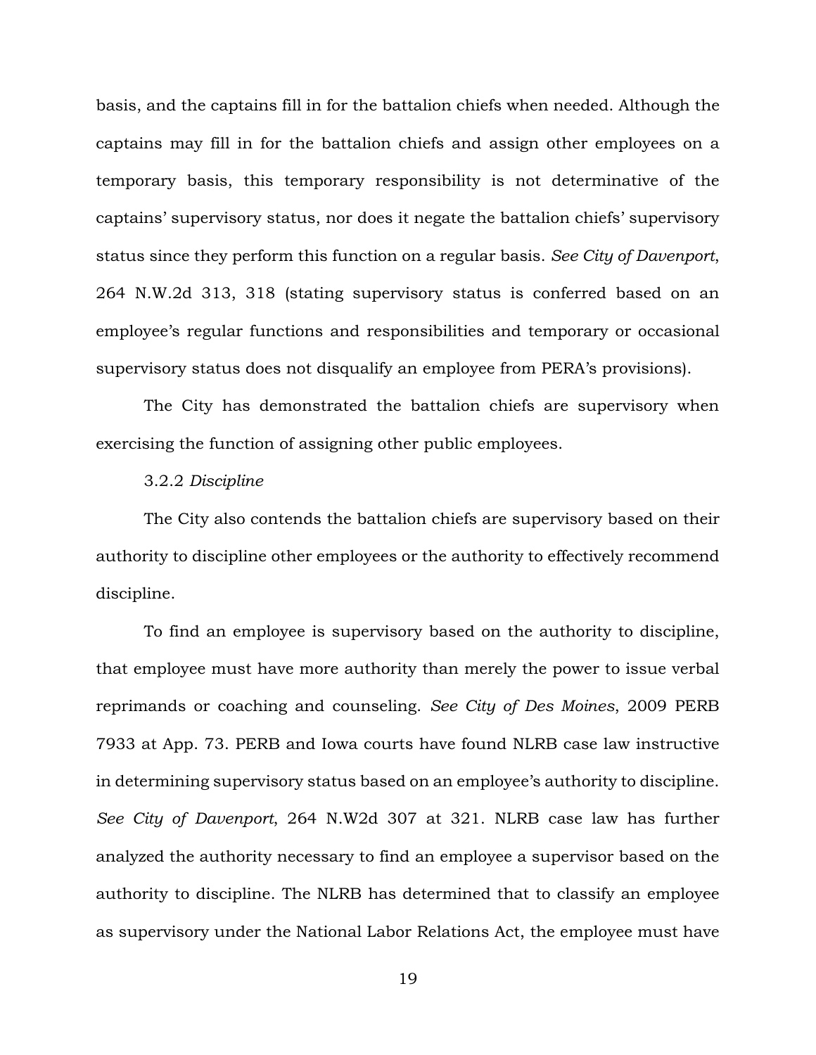basis, and the captains fill in for the battalion chiefs when needed. Although the captains may fill in for the battalion chiefs and assign other employees on a temporary basis, this temporary responsibility is not determinative of the captains' supervisory status, nor does it negate the battalion chiefs' supervisory status since they perform this function on a regular basis. *See City of Davenport*, 264 N.W.2d 313, 318 (stating supervisory status is conferred based on an employee's regular functions and responsibilities and temporary or occasional supervisory status does not disqualify an employee from PERA's provisions).

The City has demonstrated the battalion chiefs are supervisory when exercising the function of assigning other public employees.

3.2.2 *Discipline*

The City also contends the battalion chiefs are supervisory based on their authority to discipline other employees or the authority to effectively recommend discipline.

To find an employee is supervisory based on the authority to discipline, that employee must have more authority than merely the power to issue verbal reprimands or coaching and counseling. *See City of Des Moines*, 2009 PERB 7933 at App. 73. PERB and Iowa courts have found NLRB case law instructive in determining supervisory status based on an employee's authority to discipline. *See City of Davenport*, 264 N.W2d 307 at 321. NLRB case law has further analyzed the authority necessary to find an employee a supervisor based on the authority to discipline. The NLRB has determined that to classify an employee as supervisory under the National Labor Relations Act, the employee must have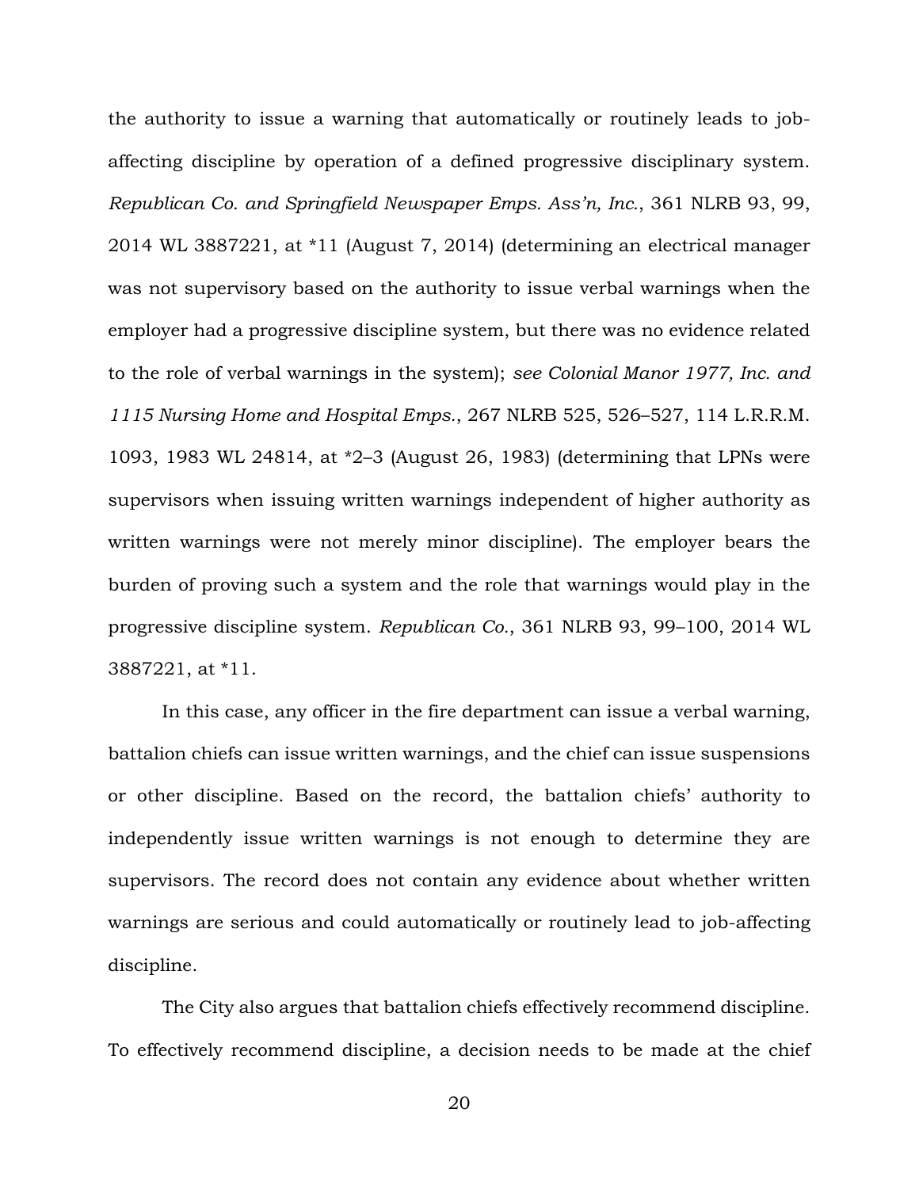the authority to issue a warning that automatically or routinely leads to job-affecting discipline by operation of a defined progressive disciplinary system. *Republican Co. and Springfield Newspaper Emps. Ass'n, Inc.*, 361 NLRB 93, 99, 2014 WL 3887221, at *11 (August 7, 2014) (determining an electrical manager was not supervisory based on the authority to issue verbal warnings when the employer had a progressive discipline system, but there was no evidence related to the role of verbal warnings in the system); *see Colonial Manor 1977, Inc. and 1115 Nursing Home and Hospital Emps.*, 267 NLRB 525, 526–527, 114 L.R.R.M. 1093, 1983 WL 24814, at *2–3 (August 26, 1983) (determining that LPNs were supervisors when issuing written warnings independent of higher authority as written warnings were not merely minor discipline). The employer bears the burden of proving such a system and the role that warnings would play in the progressive discipline system. *Republican Co.*, 361 NLRB 93, 99–100, 2014 WL 3887221, at *11.

In this case, any officer in the fire department can issue a verbal warning, battalion chiefs can issue written warnings, and the chief can issue suspensions or other discipline. Based on the record, the battalion chiefs' authority to independently issue written warnings is not enough to determine they are supervisors. The record does not contain any evidence about whether written warnings are serious and could automatically or routinely lead to job-affecting discipline.

The City also argues that battalion chiefs effectively recommend discipline. To effectively recommend discipline, a decision needs to be made at the chief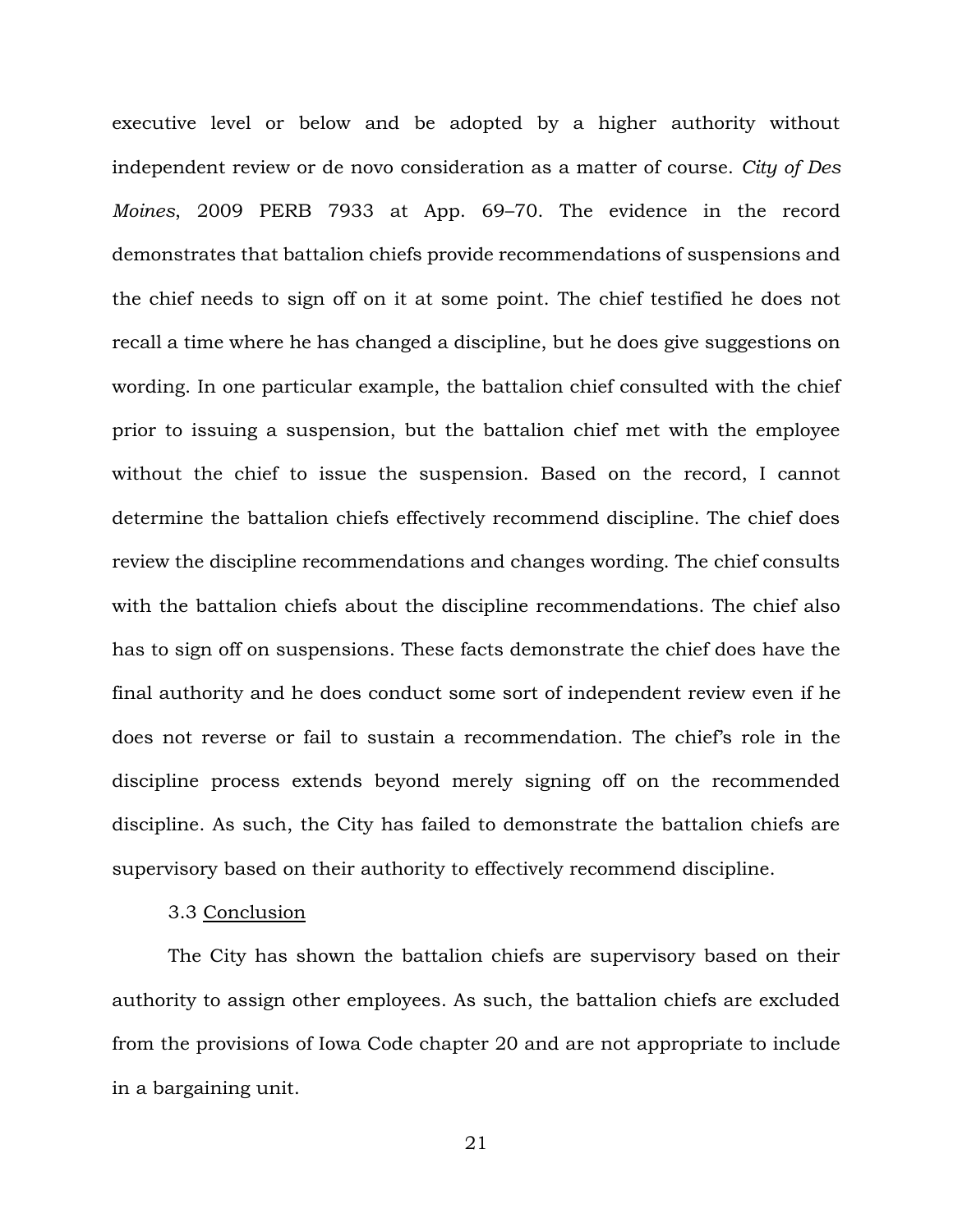executive level or below and be adopted by a higher authority without independent review or de novo consideration as a matter of course. *City of Des Moines*, 2009 PERB 7933 at App. 69–70. The evidence in the record demonstrates that battalion chiefs provide recommendations of suspensions and the chief needs to sign off on it at some point. The chief testified he does not recall a time where he has changed a discipline, but he does give suggestions on wording. In one particular example, the battalion chief consulted with the chief prior to issuing a suspension, but the battalion chief met with the employee without the chief to issue the suspension. Based on the record, I cannot determine the battalion chiefs effectively recommend discipline. The chief does review the discipline recommendations and changes wording. The chief consults with the battalion chiefs about the discipline recommendations. The chief also has to sign off on suspensions. These facts demonstrate the chief does have the final authority and he does conduct some sort of independent review even if he does not reverse or fail to sustain a recommendation. The chief's role in the discipline process extends beyond merely signing off on the recommended discipline. As such, the City has failed to demonstrate the battalion chiefs are supervisory based on their authority to effectively recommend discipline.

3.3 <u>Conclusion</u>

The City has shown the battalion chiefs are supervisory based on their authority to assign other employees. As such, the battalion chiefs are excluded from the provisions of Iowa Code chapter 20 and are not appropriate to include in a bargaining unit.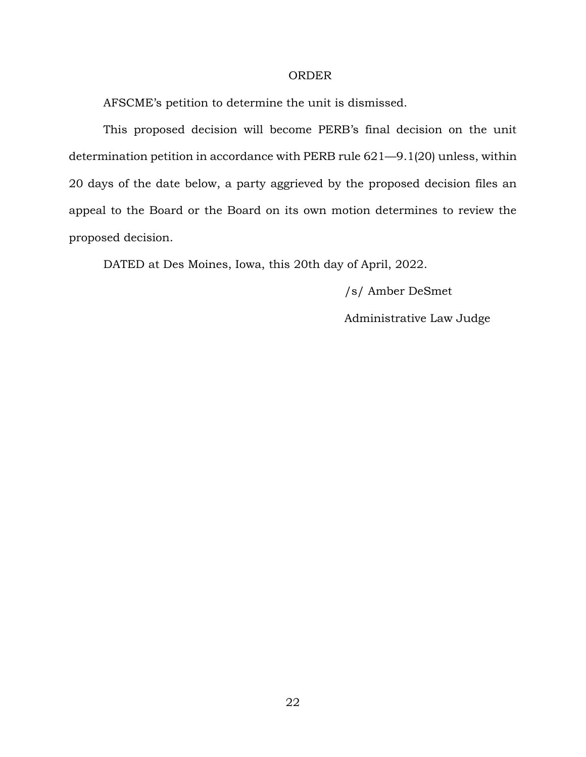## ORDER

AFSCME's petition to determine the unit is dismissed.

This proposed decision will become PERB's final decision on the unit determination petition in accordance with PERB rule 621—9.1(20) unless, within 20 days of the date below, a party aggrieved by the proposed decision files an appeal to the Board or the Board on its own motion determines to review the proposed decision.

DATED at Des Moines, Iowa, this 20th day of April, 2022.

/s/ Amber DeSmet

Administrative Law Judge